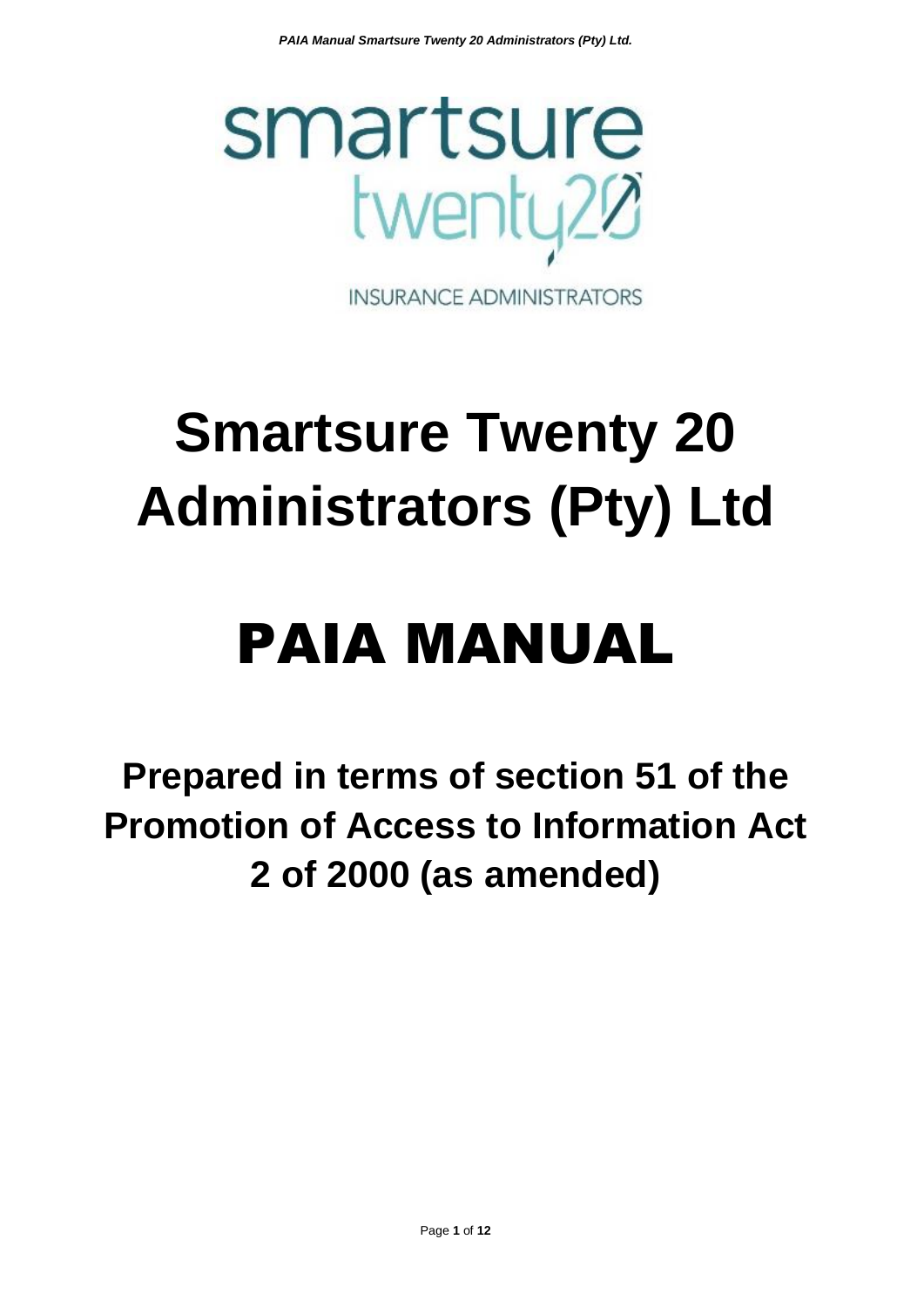smartsure
twenty20

INSURANCE ADMINISTRATORS

# Smartsure Twenty 20 Administrators (Pty) Ltd

# PAIA MANUAL

## Prepared in terms of section 51 of the Promotion of Access to Information Act 2 of 2000 (as amended)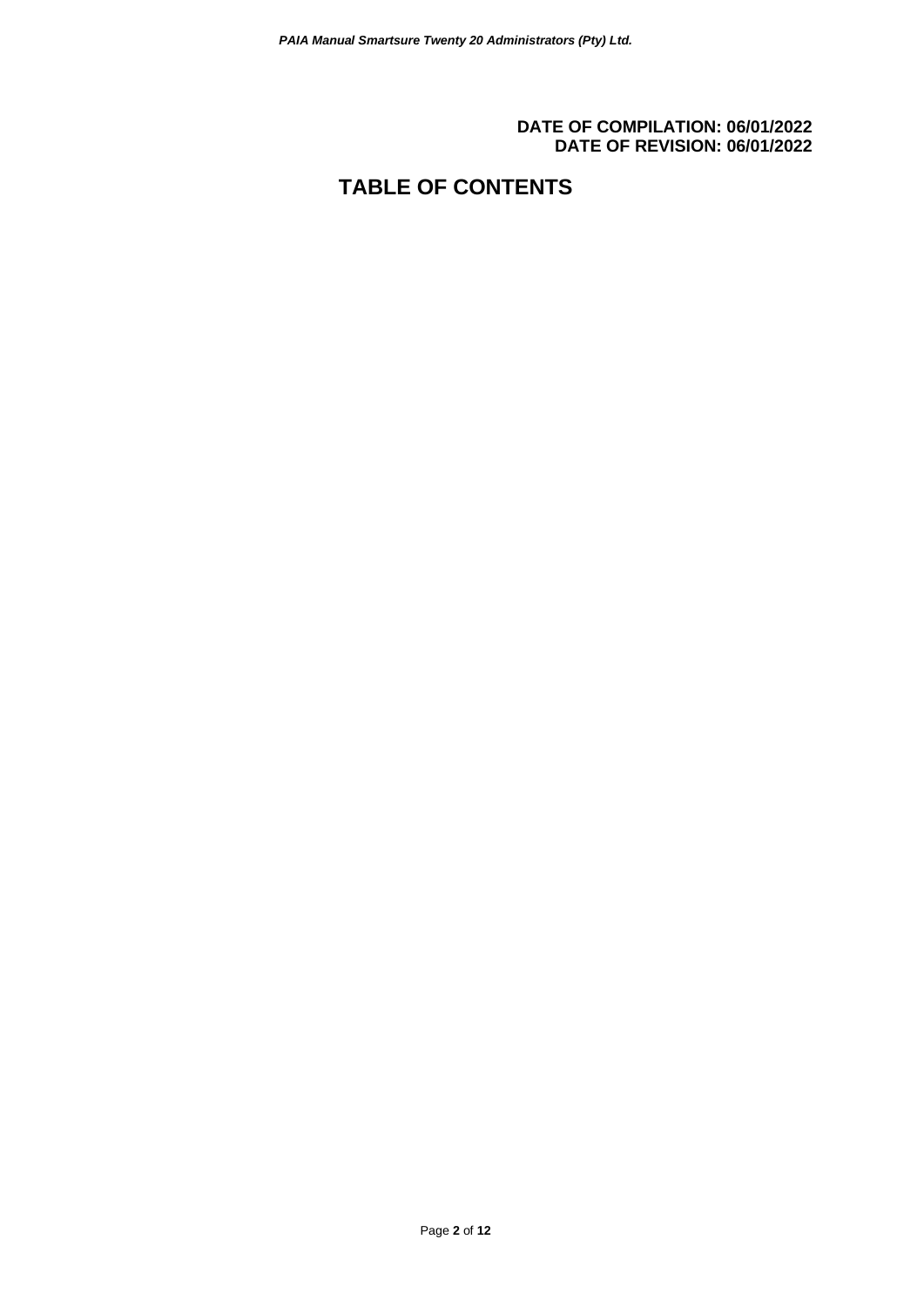**DATE OF COMPILATION: 06/01/2022**
**DATE OF REVISION: 06/01/2022**

# TABLE OF CONTENTS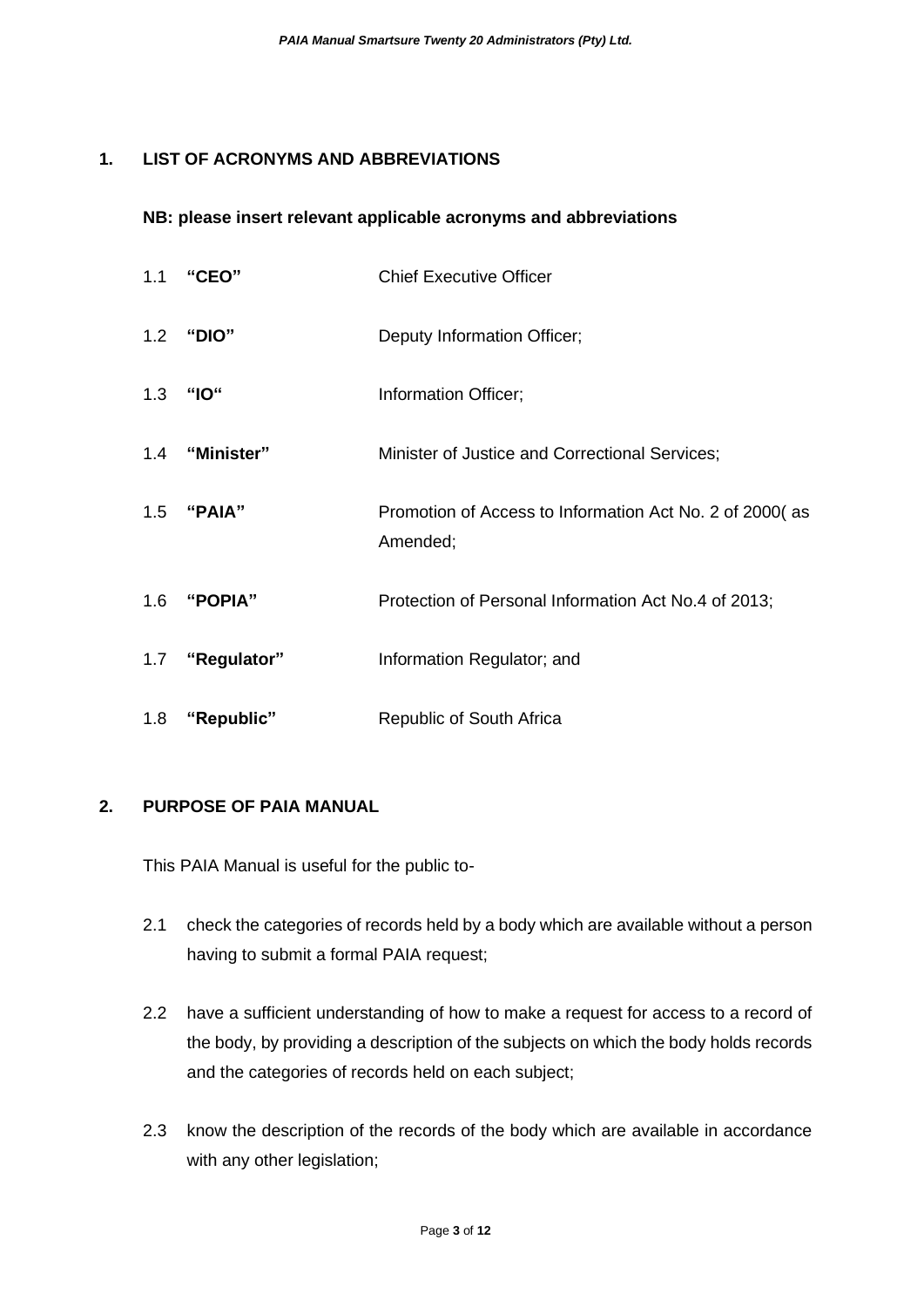## 1. LIST OF ACRONYMS AND ABBREVIATIONS

**NB: please insert relevant applicable acronyms and abbreviations**

1.1 **"CEO"** Chief Executive Officer

1.2 **"DIO"** Deputy Information Officer;

1.3 **"IO"** Information Officer;

1.4 **"Minister"** Minister of Justice and Correctional Services;

1.5 **"PAIA"** Promotion of Access to Information Act No. 2 of 2000( as Amended;

1.6 **"POPIA"** Protection of Personal Information Act No.4 of 2013;

1.7 **"Regulator"** Information Regulator; and

1.8 **"Republic"** Republic of South Africa

## 2. PURPOSE OF PAIA MANUAL

This PAIA Manual is useful for the public to-

2.1 check the categories of records held by a body which are available without a person having to submit a formal PAIA request;

2.2 have a sufficient understanding of how to make a request for access to a record of the body, by providing a description of the subjects on which the body holds records and the categories of records held on each subject;

2.3 know the description of the records of the body which are available in accordance with any other legislation;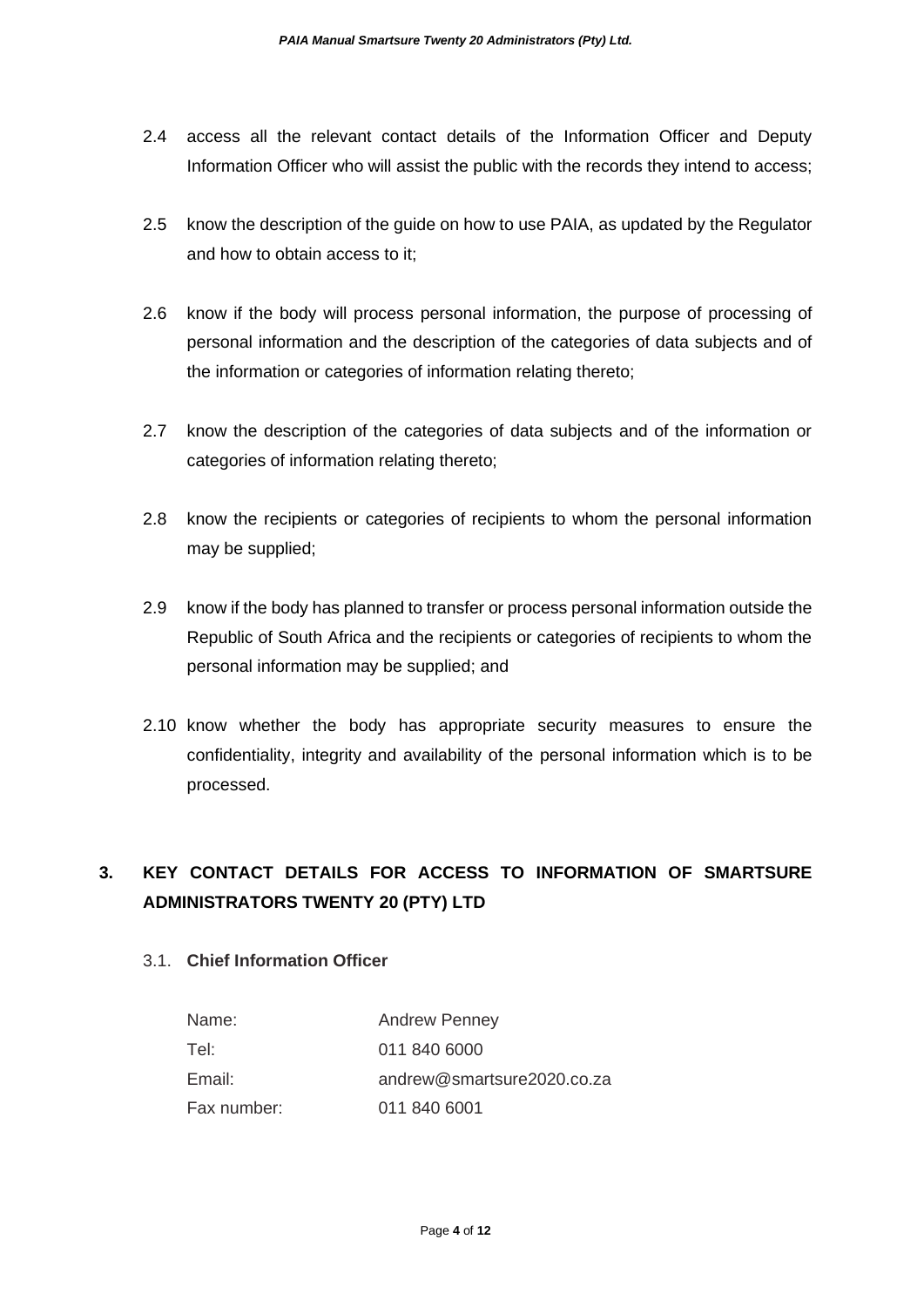2.4 access all the relevant contact details of the Information Officer and Deputy Information Officer who will assist the public with the records they intend to access;

2.5 know the description of the guide on how to use PAIA, as updated by the Regulator and how to obtain access to it;

2.6 know if the body will process personal information, the purpose of processing of personal information and the description of the categories of data subjects and of the information or categories of information relating thereto;

2.7 know the description of the categories of data subjects and of the information or categories of information relating thereto;

2.8 know the recipients or categories of recipients to whom the personal information may be supplied;

2.9 know if the body has planned to transfer or process personal information outside the Republic of South Africa and the recipients or categories of recipients to whom the personal information may be supplied; and

2.10 know whether the body has appropriate security measures to ensure the confidentiality, integrity and availability of the personal information which is to be processed.

## 3. KEY CONTACT DETAILS FOR ACCESS TO INFORMATION OF SMARTSURE ADMINISTRATORS TWENTY 20 (PTY) LTD

### 3.1. Chief Information Officer

| | |
|---|---|
| Name: | Andrew Penney |
| Tel: | 011 840 6000 |
| Email: | andrew@smartsure2020.co.za |
| Fax number: | 011 840 6001 |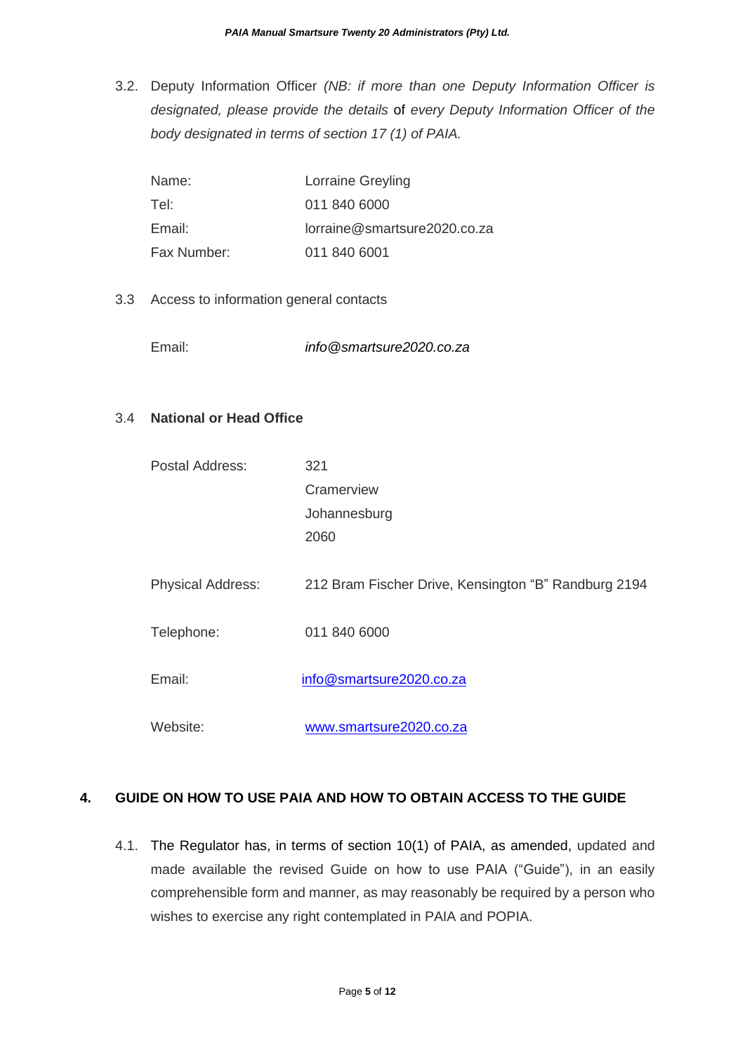3.2. Deputy Information Officer *(NB: if more than one Deputy Information Officer is designated, please provide the details* of *every Deputy Information Officer of the body designated in terms of section 17 (1) of PAIA.*

| | |
|---|---|
| Name: | Lorraine Greyling |
| Tel: | 011 840 6000 |
| Email: | lorraine@smartsure2020.co.za |
| Fax Number: | 011 840 6001 |

3.3 Access to information general contacts

Email: *info@smartsure2020.co.za*

3.4 **National or Head Office**

| | |
|---|---|
| Postal Address: | 321<br>Cramerview<br>Johannesburg<br>2060 |
| Physical Address: | 212 Bram Fischer Drive, Kensington "B" Randburg 2194 |
| Telephone: | 011 840 6000 |
| Email: | info@smartsure2020.co.za |
| Website: | www.smartsure2020.co.za |

## 4. GUIDE ON HOW TO USE PAIA AND HOW TO OBTAIN ACCESS TO THE GUIDE

4.1. The Regulator has, in terms of section 10(1) of PAIA, as amended, updated and made available the revised Guide on how to use PAIA ("Guide"), in an easily comprehensible form and manner, as may reasonably be required by a person who wishes to exercise any right contemplated in PAIA and POPIA.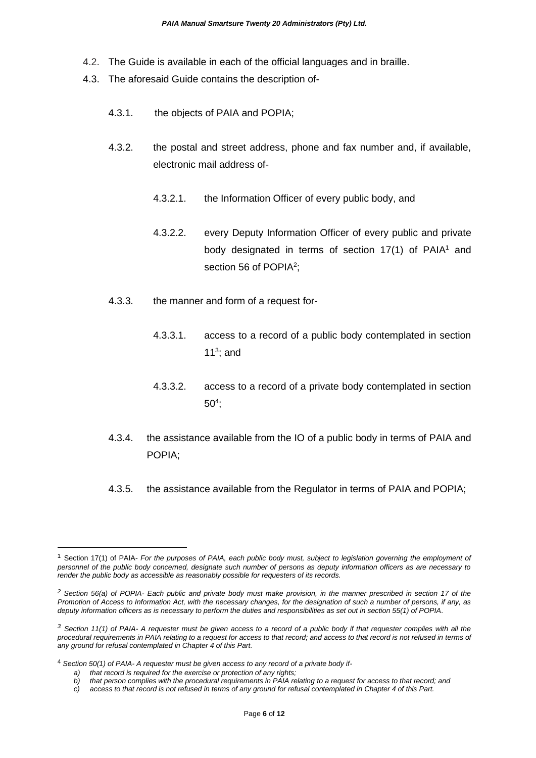4.2. The Guide is available in each of the official languages and in braille.

4.3. The aforesaid Guide contains the description of-

4.3.1. the objects of PAIA and POPIA;

4.3.2. the postal and street address, phone and fax number and, if available, electronic mail address of-

4.3.2.1. the Information Officer of every public body, and

4.3.2.2. every Deputy Information Officer of every public and private body designated in terms of section 17(1) of PAIA[1] and section 56 of POPIA[2];

4.3.3. the manner and form of a request for-

4.3.3.1. access to a record of a public body contemplated in section 11[3]; and

4.3.3.2. access to a record of a private body contemplated in section 50[4];

4.3.4. the assistance available from the IO of a public body in terms of PAIA and POPIA;

4.3.5. the assistance available from the Regulator in terms of PAIA and POPIA;

---

[1] Section 17(1) of PAIA- *For the purposes of PAIA, each public body must, subject to legislation governing the employment of personnel of the public body concerned, designate such number of persons as deputy information officers as are necessary to render the public body as accessible as reasonably possible for requesters of its records.*

[2] *Section 56(a) of POPIA- Each public and private body must make provision, in the manner prescribed in section 17 of the Promotion of Access to Information Act, with the necessary changes, for the designation of such a number of persons, if any, as deputy information officers as is necessary to perform the duties and responsibilities as set out in section 55(1) of POPIA.*

[3] *Section 11(1) of PAIA- A requester must be given access to a record of a public body if that requester complies with all the procedural requirements in PAIA relating to a request for access to that record; and access to that record is not refused in terms of any ground for refusal contemplated in Chapter 4 of this Part.*

[4] *Section 50(1) of PAIA- A requester must be given access to any record of a private body if-*

*a) that record is required for the exercise or protection of any rights;*
*b) that person complies with the procedural requirements in PAIA relating to a request for access to that record; and*
*c) access to that record is not refused in terms of any ground for refusal contemplated in Chapter 4 of this Part.*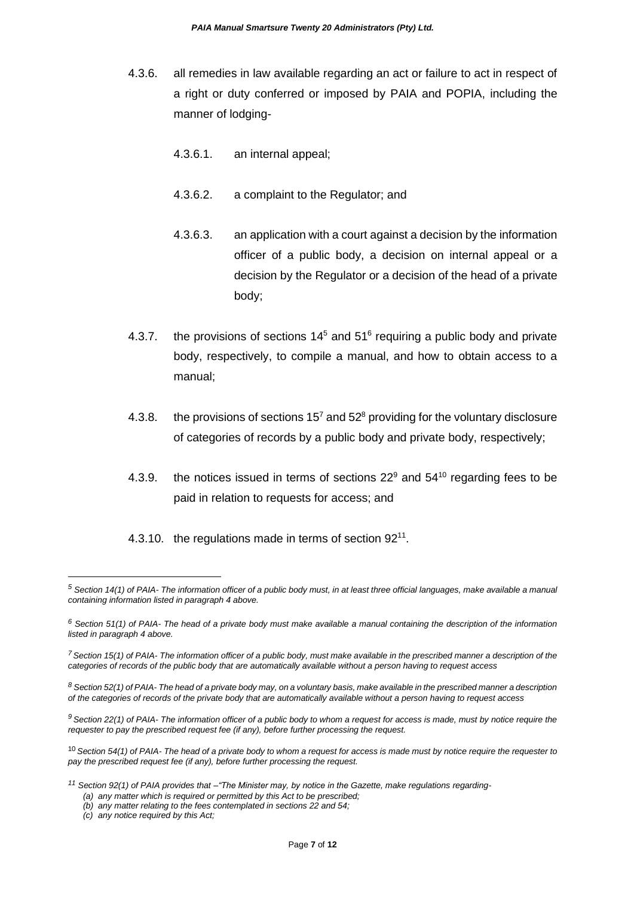4.3.6. all remedies in law available regarding an act or failure to act in respect of a right or duty conferred or imposed by PAIA and POPIA, including the manner of lodging-

4.3.6.1. an internal appeal;

4.3.6.2. a complaint to the Regulator; and

4.3.6.3. an application with a court against a decision by the information officer of a public body, a decision on internal appeal or a decision by the Regulator or a decision of the head of a private body;

4.3.7. the provisions of sections 14[5] and 51[6] requiring a public body and private body, respectively, to compile a manual, and how to obtain access to a manual;

4.3.8. the provisions of sections 15[7] and 52[8] providing for the voluntary disclosure of categories of records by a public body and private body, respectively;

4.3.9. the notices issued in terms of sections 22[9] and 54[10] regarding fees to be paid in relation to requests for access; and

4.3.10. the regulations made in terms of section 92[11].

---

[5] *Section 14(1) of PAIA- The information officer of a public body must, in at least three official languages, make available a manual containing information listed in paragraph 4 above.*

[6] *Section 51(1) of PAIA- The head of a private body must make available a manual containing the description of the information listed in paragraph 4 above.*

[7] *Section 15(1) of PAIA- The information officer of a public body, must make available in the prescribed manner a description of the categories of records of the public body that are automatically available without a person having to request access*

[8] *Section 52(1) of PAIA- The head of a private body may, on a voluntary basis, make available in the prescribed manner a description of the categories of records of the private body that are automatically available without a person having to request access*

[9] *Section 22(1) of PAIA- The information officer of a public body to whom a request for access is made, must by notice require the requester to pay the prescribed request fee (if any), before further processing the request.*

[10] *Section 54(1) of PAIA- The head of a private body to whom a request for access is made must by notice require the requester to pay the prescribed request fee (if any), before further processing the request.*

[11] *Section 92(1) of PAIA provides that –"The Minister may, by notice in the Gazette, make regulations regarding-*

*(a) any matter which is required or permitted by this Act to be prescribed;*
*(b) any matter relating to the fees contemplated in sections 22 and 54;*
*(c) any notice required by this Act;*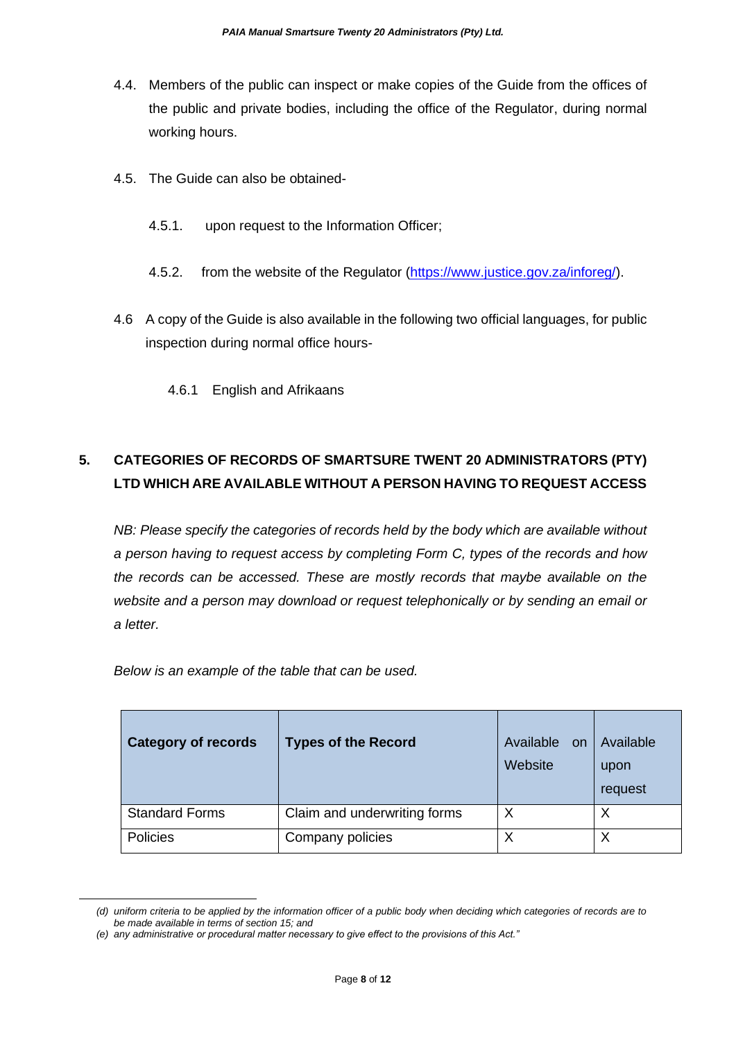4.4. Members of the public can inspect or make copies of the Guide from the offices of the public and private bodies, including the office of the Regulator, during normal working hours.

4.5. The Guide can also be obtained-

4.5.1. upon request to the Information Officer;

4.5.2. from the website of the Regulator (https://www.justice.gov.za/inforeg/).

4.6 A copy of the Guide is also available in the following two official languages, for public inspection during normal office hours-

4.6.1 English and Afrikaans

## 5. CATEGORIES OF RECORDS OF SMARTSURE TWENT 20 ADMINISTRATORS (PTY) LTD WHICH ARE AVAILABLE WITHOUT A PERSON HAVING TO REQUEST ACCESS

*NB: Please specify the categories of records held by the body which are available without a person having to request access by completing Form C, types of the records and how the records can be accessed. These are mostly records that maybe available on the website and a person may download or request telephonically or by sending an email or a letter.*

*Below is an example of the table that can be used.*

| **Category of records** | **Types of the Record** | Available on Website | Available upon request |
|---|---|---|---|
| Standard Forms | Claim and underwriting forms | X | X |
| Policies | Company policies | X | X |

*(d) uniform criteria to be applied by the information officer of a public body when deciding which categories of records are to be made available in terms of section 15; and*

*(e) any administrative or procedural matter necessary to give effect to the provisions of this Act."*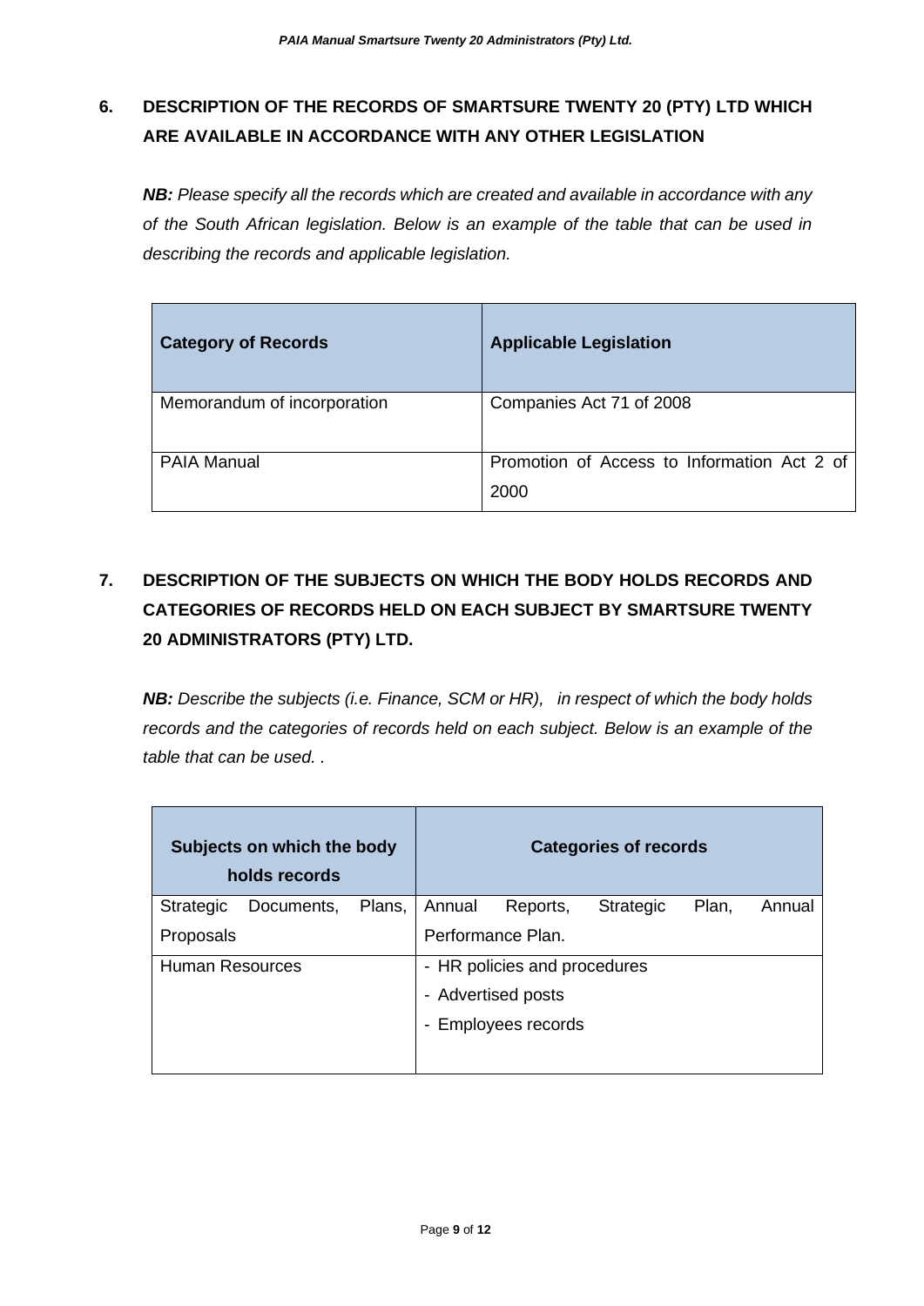## 6. DESCRIPTION OF THE RECORDS OF SMARTSURE TWENTY 20 (PTY) LTD WHICH ARE AVAILABLE IN ACCORDANCE WITH ANY OTHER LEGISLATION

***NB:*** *Please specify all the records which are created and available in accordance with any of the South African legislation. Below is an example of the table that can be used in describing the records and applicable legislation.*

| Category of Records | Applicable Legislation |
|---|---|
| Memorandum of incorporation | Companies Act 71 of 2008 |
| PAIA Manual | Promotion of Access to Information Act 2 of 2000 |

## 7. DESCRIPTION OF THE SUBJECTS ON WHICH THE BODY HOLDS RECORDS AND CATEGORIES OF RECORDS HELD ON EACH SUBJECT BY SMARTSURE TWENTY 20 ADMINISTRATORS (PTY) LTD.

***NB:*** *Describe the subjects (i.e. Finance, SCM or HR), in respect of which the body holds records and the categories of records held on each subject. Below is an example of the table that can be used. .*

| Subjects on which the body holds records | Categories of records |
|---|---|
| Strategic Documents, Plans, Proposals | Annual Reports, Strategic Plan, Annual Performance Plan. |
| Human Resources | - HR policies and procedures<br>- Advertised posts<br>- Employees records |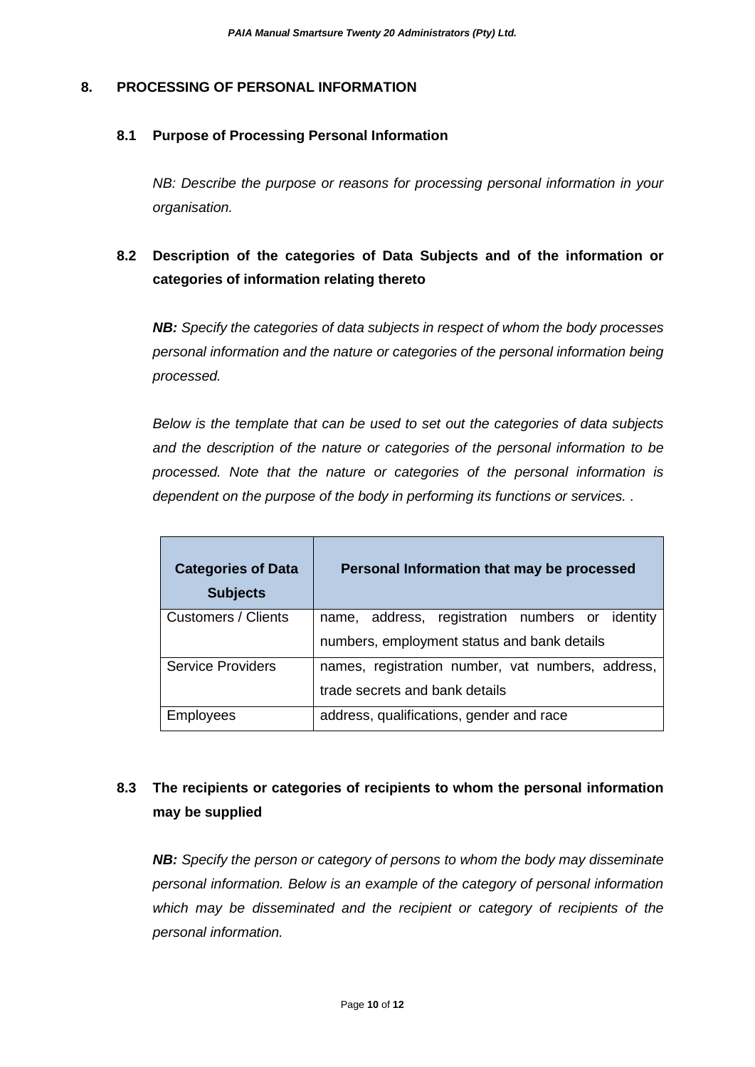## 8. PROCESSING OF PERSONAL INFORMATION

### 8.1 Purpose of Processing Personal Information

*NB: Describe the purpose or reasons for processing personal information in your organisation.*

### 8.2 Description of the categories of Data Subjects and of the information or categories of information relating thereto

***NB:*** *Specify the categories of data subjects in respect of whom the body processes personal information and the nature or categories of the personal information being processed.*

*Below is the template that can be used to set out the categories of data subjects and the description of the nature or categories of the personal information to be processed. Note that the nature or categories of the personal information is dependent on the purpose of the body in performing its functions or services. .*

| Categories of Data Subjects | Personal Information that may be processed |
|---|---|
| Customers / Clients | name, address, registration numbers or identity numbers, employment status and bank details |
| Service Providers | names, registration number, vat numbers, address, trade secrets and bank details |
| Employees | address, qualifications, gender and race |

### 8.3 The recipients or categories of recipients to whom the personal information may be supplied

***NB:*** *Specify the person or category of persons to whom the body may disseminate personal information. Below is an example of the category of personal information which may be disseminated and the recipient or category of recipients of the personal information.*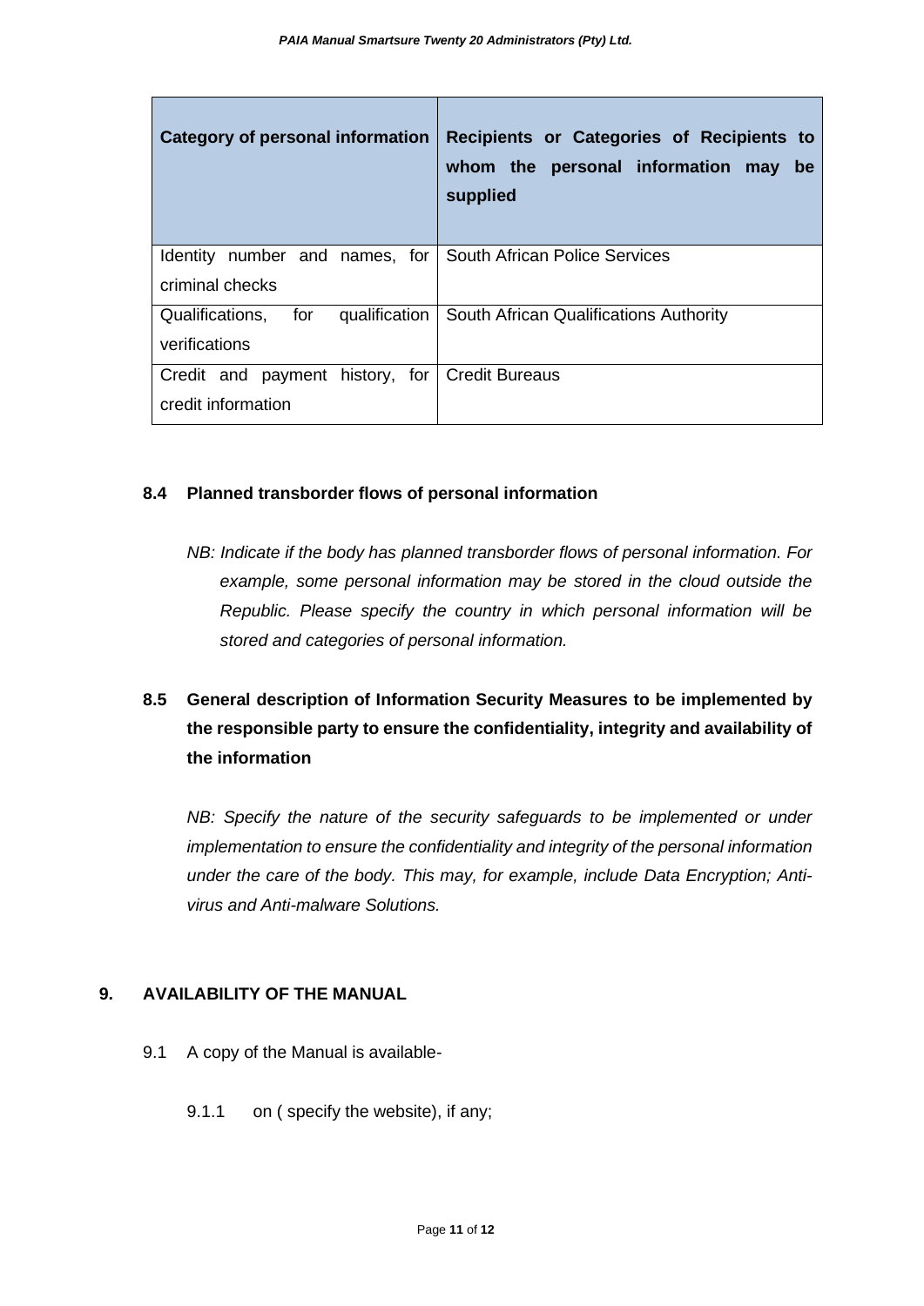| Category of personal information | Recipients or Categories of Recipients to whom the personal information may be supplied |
|---|---|
| Identity number and names, for criminal checks | South African Police Services |
| Qualifications, for qualification verifications | South African Qualifications Authority |
| Credit and payment history, for credit information | Credit Bureaus |

### 8.4 Planned transborder flows of personal information

*NB: Indicate if the body has planned transborder flows of personal information. For example, some personal information may be stored in the cloud outside the Republic. Please specify the country in which personal information will be stored and categories of personal information.*

### 8.5 General description of Information Security Measures to be implemented by the responsible party to ensure the confidentiality, integrity and availability of the information

*NB: Specify the nature of the security safeguards to be implemented or under implementation to ensure the confidentiality and integrity of the personal information under the care of the body. This may, for example, include Data Encryption; Anti-virus and Anti-malware Solutions.*

## 9. AVAILABILITY OF THE MANUAL

9.1 A copy of the Manual is available-

9.1.1 on ( specify the website), if any;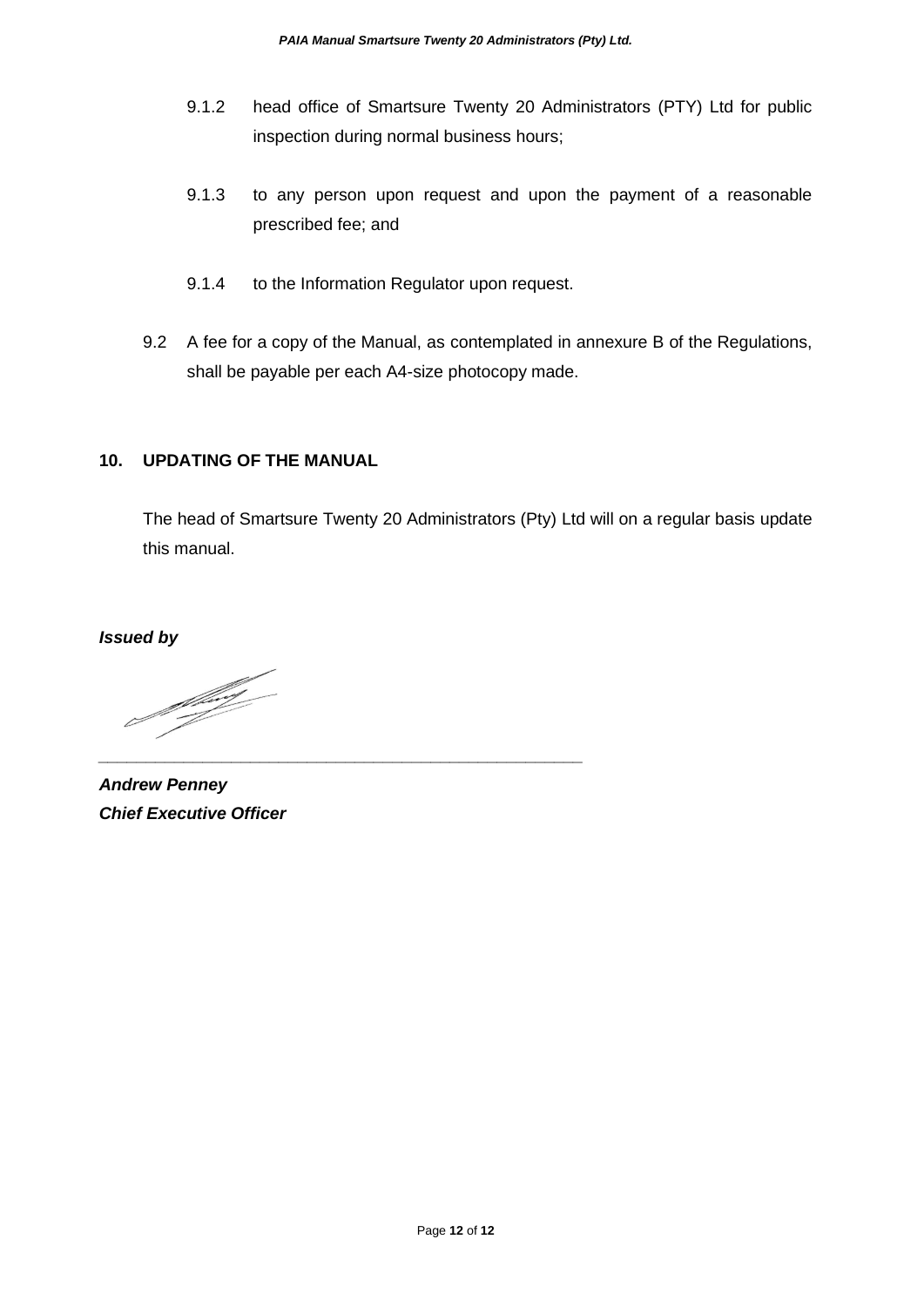9.1.2 head office of Smartsure Twenty 20 Administrators (PTY) Ltd for public inspection during normal business hours;

9.1.3 to any person upon request and upon the payment of a reasonable prescribed fee; and

9.1.4 to the Information Regulator upon request.

9.2 A fee for a copy of the Manual, as contemplated in annexure B of the Regulations, shall be payable per each A4-size photocopy made.

## 10. UPDATING OF THE MANUAL

The head of Smartsure Twenty 20 Administrators (Pty) Ltd will on a regular basis update this manual.

***Issued by***

_______________________________________________

***Andrew Penney***
***Chief Executive Officer***